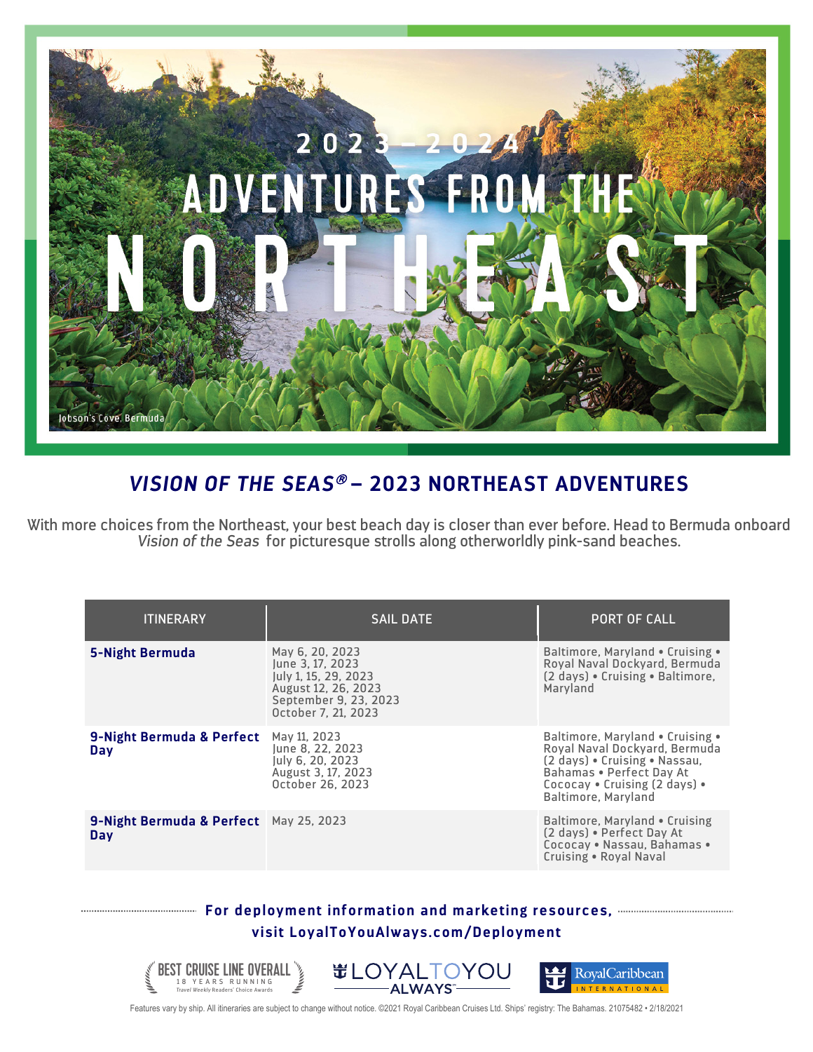# 2023 – 2024 ADVENTURES FROM THE NORTHEAST

Jobson's Cove, Bermuda

## *VISION OF THE SEAS®* – 2023 NORTHEAST ADVENTURES

With more choices from the Northeast, your best beach day is closer than ever before. Head to Bermuda onboard *Vision of the Seas* for picturesque strolls along otherworldly pink-sand beaches.

| ITINERARY | SAIL DATE | PORT OF CALL |
|---|---|---|
| **5-Night Bermuda** | May 6, 20, 2023<br>June 3, 17, 2023<br>July 1, 15, 29, 2023<br>August 12, 26, 2023<br>September 9, 23, 2023<br>October 7, 21, 2023 | Baltimore, Maryland • Cruising • Royal Naval Dockyard, Bermuda (2 days) • Cruising • Baltimore, Maryland |
| **9-Night Bermuda & Perfect Day** | May 11, 2023<br>June 8, 22, 2023<br>July 6, 20, 2023<br>August 3, 17, 2023<br>October 26, 2023 | Baltimore, Maryland • Cruising • Royal Naval Dockyard, Bermuda (2 days) • Cruising • Nassau, Bahamas • Perfect Day At Cococay • Cruising (2 days) • Baltimore, Maryland |
| **9-Night Bermuda & Perfect Day** | May 25, 2023 | Baltimore, Maryland • Cruising (2 days) • Perfect Day At Cococay • Nassau, Bahamas • Cruising • Royal Naval |

**For deployment information and marketing resources, visit LoyalToYouAlways.com/Deployment**

BEST CRUISE LINE OVERALL — 18 YEARS RUNNING — Travel Weekly Readers' Choice Awards

LOYALTOYOU ALWAYS℠

Royal Caribbean INTERNATIONAL

Features vary by ship. All itineraries are subject to change without notice. ©2021 Royal Caribbean Cruises Ltd. Ships' registry: The Bahamas. 21075482 • 2/18/2021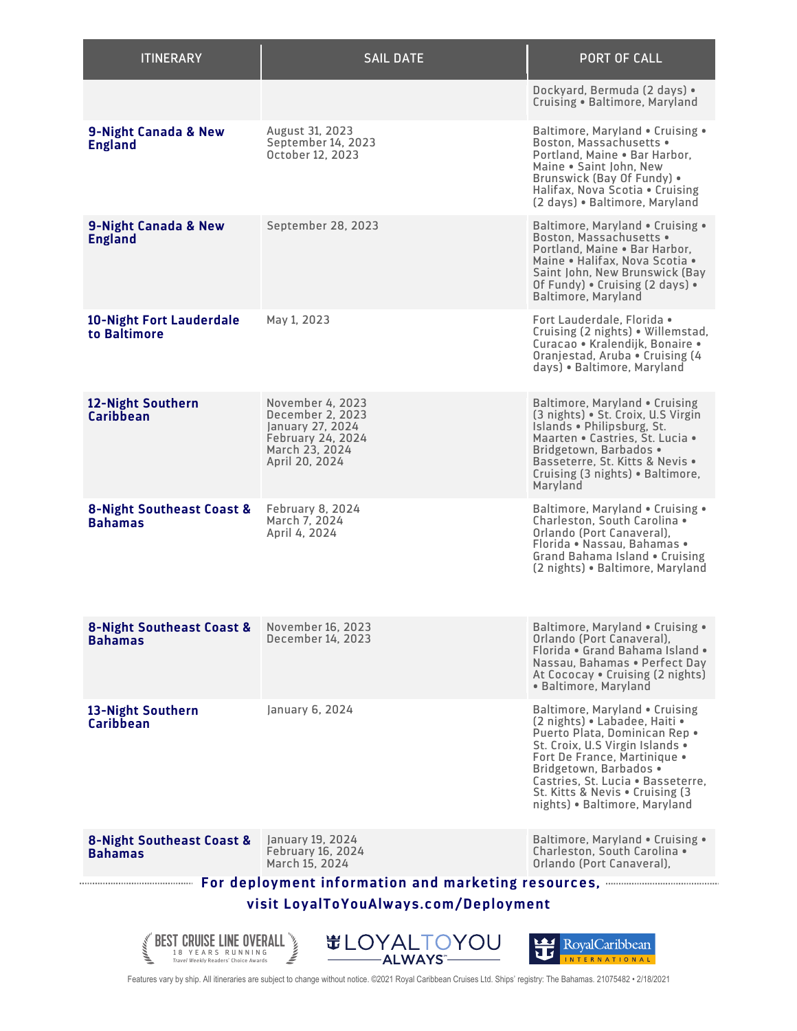| ITINERARY | SAIL DATE | PORT OF CALL |
|---|---|---|
| | | Dockyard, Bermuda (2 days) • Cruising • Baltimore, Maryland |
| **9-Night Canada & New England** | August 31, 2023<br>September 14, 2023<br>October 12, 2023 | Baltimore, Maryland • Cruising • Boston, Massachusetts • Portland, Maine • Bar Harbor, Maine • Saint John, New Brunswick (Bay Of Fundy) • Halifax, Nova Scotia • Cruising (2 days) • Baltimore, Maryland |
| **9-Night Canada & New England** | September 28, 2023 | Baltimore, Maryland • Cruising • Boston, Massachusetts • Portland, Maine • Bar Harbor, Maine • Halifax, Nova Scotia • Saint John, New Brunswick (Bay Of Fundy) • Cruising (2 days) • Baltimore, Maryland |
| **10-Night Fort Lauderdale to Baltimore** | May 1, 2023 | Fort Lauderdale, Florida • Cruising (2 nights) • Willemstad, Curacao • Kralendijk, Bonaire • Oranjestad, Aruba • Cruising (4 days) • Baltimore, Maryland |
| **12-Night Southern Caribbean** | November 4, 2023<br>December 2, 2023<br>January 27, 2024<br>February 24, 2024<br>March 23, 2024<br>April 20, 2024 | Baltimore, Maryland • Cruising (3 nights) • St. Croix, U.S Virgin Islands • Philipsburg, St. Maarten • Castries, St. Lucia • Bridgetown, Barbados • Basseterre, St. Kitts & Nevis • Cruising (3 nights) • Baltimore, Maryland |
| **8-Night Southeast Coast & Bahamas** | February 8, 2024<br>March 7, 2024<br>April 4, 2024 | Baltimore, Maryland • Cruising • Charleston, South Carolina • Orlando (Port Canaveral), Florida • Nassau, Bahamas • Grand Bahama Island • Cruising (2 nights) • Baltimore, Maryland |
| **8-Night Southeast Coast & Bahamas** | November 16, 2023<br>December 14, 2023 | Baltimore, Maryland • Cruising • Orlando (Port Canaveral), Florida • Grand Bahama Island • Nassau, Bahamas • Perfect Day At Cococay • Cruising (2 nights) • Baltimore, Maryland |
| **13-Night Southern Caribbean** | January 6, 2024 | Baltimore, Maryland • Cruising (2 nights) • Labadee, Haiti • Puerto Plata, Dominican Rep • St. Croix, U.S Virgin Islands • Fort De France, Martinique • Bridgetown, Barbados • Castries, St. Lucia • Basseterre, St. Kitts & Nevis • Cruising (3 nights) • Baltimore, Maryland |
| **8-Night Southeast Coast & Bahamas** | January 19, 2024<br>February 16, 2024<br>March 15, 2024 | Baltimore, Maryland • Cruising • Charleston, South Carolina • Orlando (Port Canaveral), |

**For deployment information and marketing resources, visit LoyalToYouAlways.com/Deployment**

BEST CRUISE LINE OVERALL 18 YEARS RUNNING Travel Weekly Readers' Choice Awards

LOYALTOYOU ALWAYS

Royal Caribbean INTERNATIONAL

Features vary by ship. All itineraries are subject to change without notice. ©2021 Royal Caribbean Cruises Ltd. Ships' registry: The Bahamas. 21075482 • 2/18/2021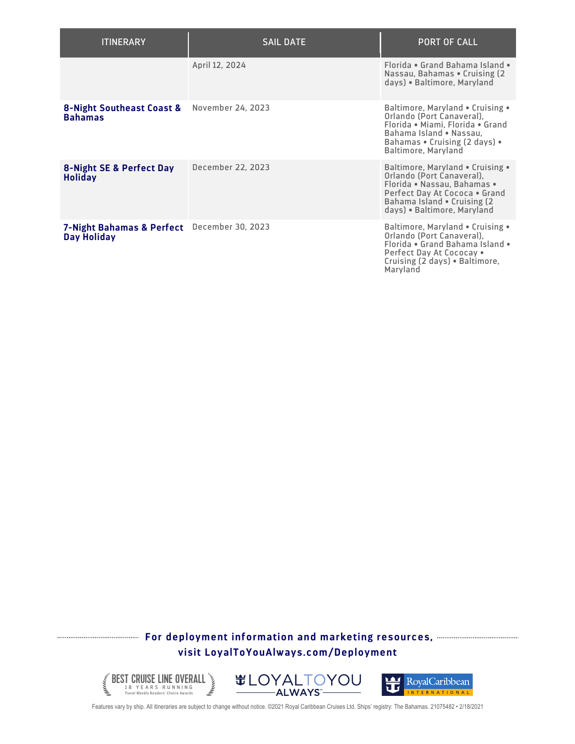| ITINERARY | SAIL DATE | PORT OF CALL |
|---|---|---|
| | April 12, 2024 | Florida • Grand Bahama Island • Nassau, Bahamas • Cruising (2 days) • Baltimore, Maryland |
| **8-Night Southeast Coast & Bahamas** | November 24, 2023 | Baltimore, Maryland • Cruising • Orlando (Port Canaveral), Florida • Miami, Florida • Grand Bahama Island • Nassau, Bahamas • Cruising (2 days) • Baltimore, Maryland |
| **8-Night SE & Perfect Day Holiday** | December 22, 2023 | Baltimore, Maryland • Cruising • Orlando (Port Canaveral), Florida • Nassau, Bahamas • Perfect Day At Cococa • Grand Bahama Island • Cruising (2 days) • Baltimore, Maryland |
| **7-Night Bahamas & Perfect Day Holiday** | December 30, 2023 | Baltimore, Maryland • Cruising • Orlando (Port Canaveral), Florida • Grand Bahama Island • Perfect Day At Cococay • Cruising (2 days) • Baltimore, Maryland |

**For deployment information and marketing resources, visit LoyalToYouAlways.com/Deployment**

BEST CRUISE LINE OVERALL 18 YEARS RUNNING Travel Weekly Readers' Choice Awards

LOYALTOYOU ALWAYS

Royal Caribbean INTERNATIONAL

Features vary by ship. All itineraries are subject to change without notice. ©2021 Royal Caribbean Cruises Ltd. Ships' registry: The Bahamas. 21075482 • 2/18/2021